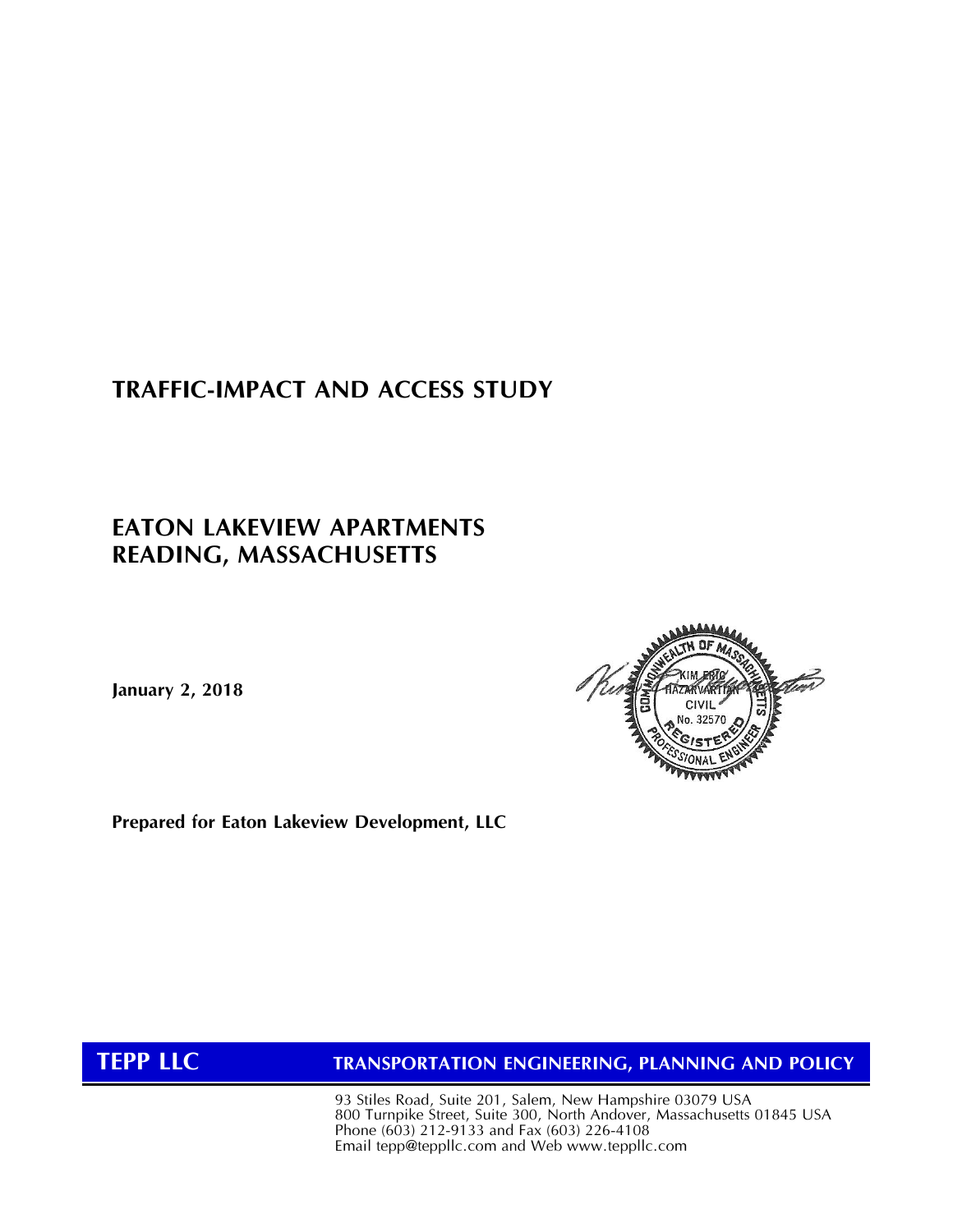# TRAFFIC-IMPACT AND ACCESS STUDY

## EATON LAKEVIEW APARTMENTS
## READING, MASSACHUSETTS

**January 2, 2018**

COMMONWEALTH OF MASSACHUSETTS
KIM ERIC HAZARVARTIAN
CIVIL
No. 32570
REGISTERED PROFESSIONAL ENGINEER

**Prepared for Eaton Lakeview Development, LLC**

**TEPP LLC** — **TRANSPORTATION ENGINEERING, PLANNING AND POLICY**

93 Stiles Road, Suite 201, Salem, New Hampshire 03079 USA
800 Turnpike Street, Suite 300, North Andover, Massachusetts 01845 USA
Phone (603) 212-9133 and Fax (603) 226-4108
Email tepp@teppllc.com and Web www.teppllc.com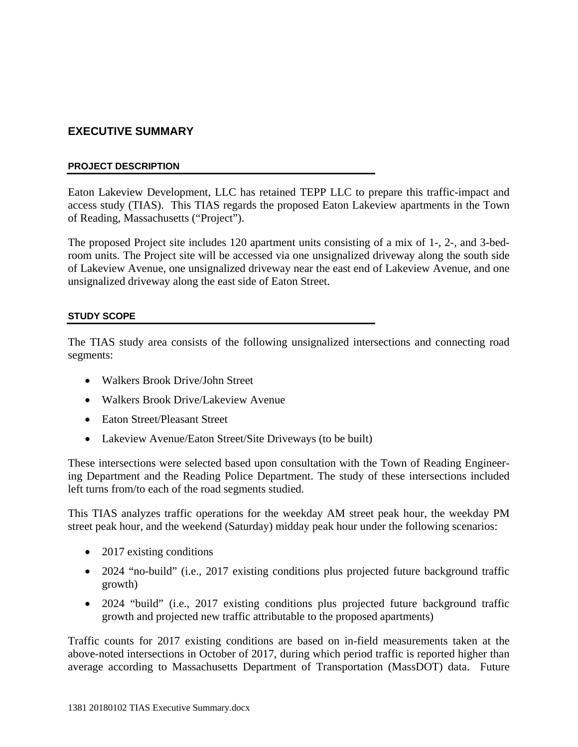# EXECUTIVE SUMMARY

## PROJECT DESCRIPTION

Eaton Lakeview Development, LLC has retained TEPP LLC to prepare this traffic-impact and access study (TIAS). This TIAS regards the proposed Eaton Lakeview apartments in the Town of Reading, Massachusetts ("Project").

The proposed Project site includes 120 apartment units consisting of a mix of 1-, 2-, and 3-bedroom units. The Project site will be accessed via one unsignalized driveway along the south side of Lakeview Avenue, one unsignalized driveway near the east end of Lakeview Avenue, and one unsignalized driveway along the east side of Eaton Street.

## STUDY SCOPE

The TIAS study area consists of the following unsignalized intersections and connecting road segments:

- Walkers Brook Drive/John Street
- Walkers Brook Drive/Lakeview Avenue
- Eaton Street/Pleasant Street
- Lakeview Avenue/Eaton Street/Site Driveways (to be built)

These intersections were selected based upon consultation with the Town of Reading Engineering Department and the Reading Police Department. The study of these intersections included left turns from/to each of the road segments studied.

This TIAS analyzes traffic operations for the weekday AM street peak hour, the weekday PM street peak hour, and the weekend (Saturday) midday peak hour under the following scenarios:

- 2017 existing conditions
- 2024 "no-build" (i.e., 2017 existing conditions plus projected future background traffic growth)
- 2024 "build" (i.e., 2017 existing conditions plus projected future background traffic growth and projected new traffic attributable to the proposed apartments)

Traffic counts for 2017 existing conditions are based on in-field measurements taken at the above-noted intersections in October of 2017, during which period traffic is reported higher than average according to Massachusetts Department of Transportation (MassDOT) data. Future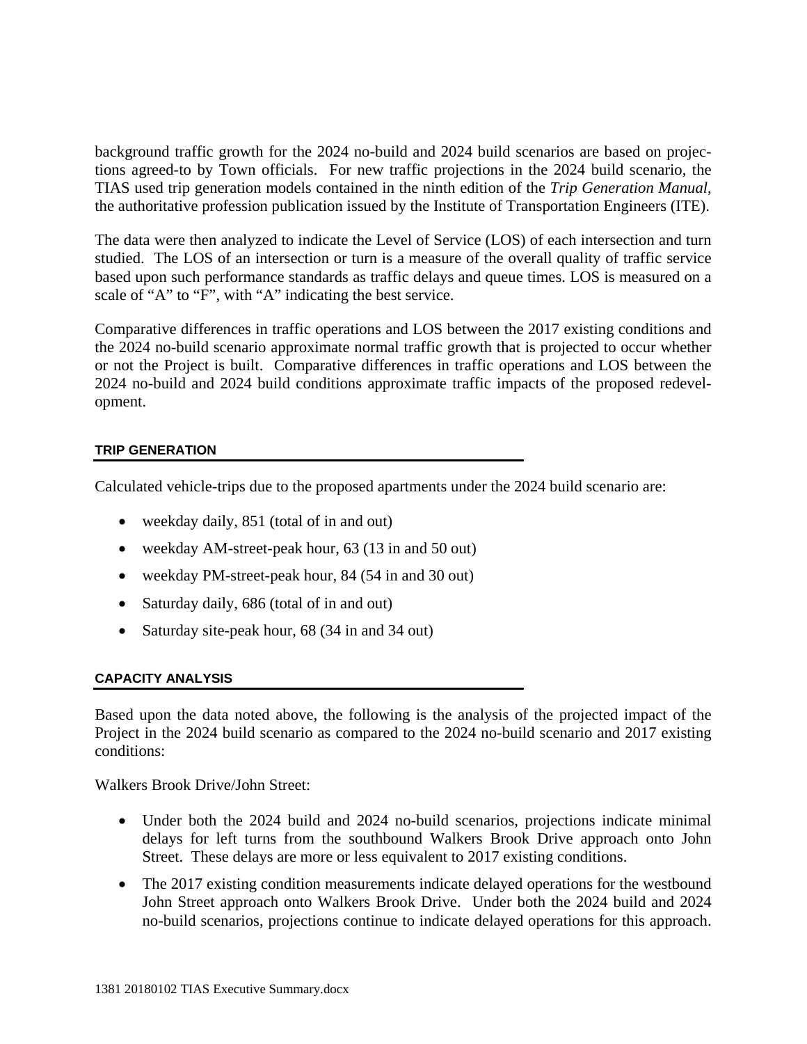background traffic growth for the 2024 no-build and 2024 build scenarios are based on projections agreed-to by Town officials. For new traffic projections in the 2024 build scenario, the TIAS used trip generation models contained in the ninth edition of the *Trip Generation Manual*, the authoritative profession publication issued by the Institute of Transportation Engineers (ITE).

The data were then analyzed to indicate the Level of Service (LOS) of each intersection and turn studied. The LOS of an intersection or turn is a measure of the overall quality of traffic service based upon such performance standards as traffic delays and queue times. LOS is measured on a scale of "A" to "F", with "A" indicating the best service.

Comparative differences in traffic operations and LOS between the 2017 existing conditions and the 2024 no-build scenario approximate normal traffic growth that is projected to occur whether or not the Project is built. Comparative differences in traffic operations and LOS between the 2024 no-build and 2024 build conditions approximate traffic impacts of the proposed redevelopment.

#### TRIP GENERATION

Calculated vehicle-trips due to the proposed apartments under the 2024 build scenario are:

- weekday daily, 851 (total of in and out)
- weekday AM-street-peak hour, 63 (13 in and 50 out)
- weekday PM-street-peak hour, 84 (54 in and 30 out)
- Saturday daily, 686 (total of in and out)
- Saturday site-peak hour, 68 (34 in and 34 out)

#### CAPACITY ANALYSIS

Based upon the data noted above, the following is the analysis of the projected impact of the Project in the 2024 build scenario as compared to the 2024 no-build scenario and 2017 existing conditions:

Walkers Brook Drive/John Street:

- Under both the 2024 build and 2024 no-build scenarios, projections indicate minimal delays for left turns from the southbound Walkers Brook Drive approach onto John Street. These delays are more or less equivalent to 2017 existing conditions.
- The 2017 existing condition measurements indicate delayed operations for the westbound John Street approach onto Walkers Brook Drive. Under both the 2024 build and 2024 no-build scenarios, projections continue to indicate delayed operations for this approach.

1381 20180102 TIAS Executive Summary.docx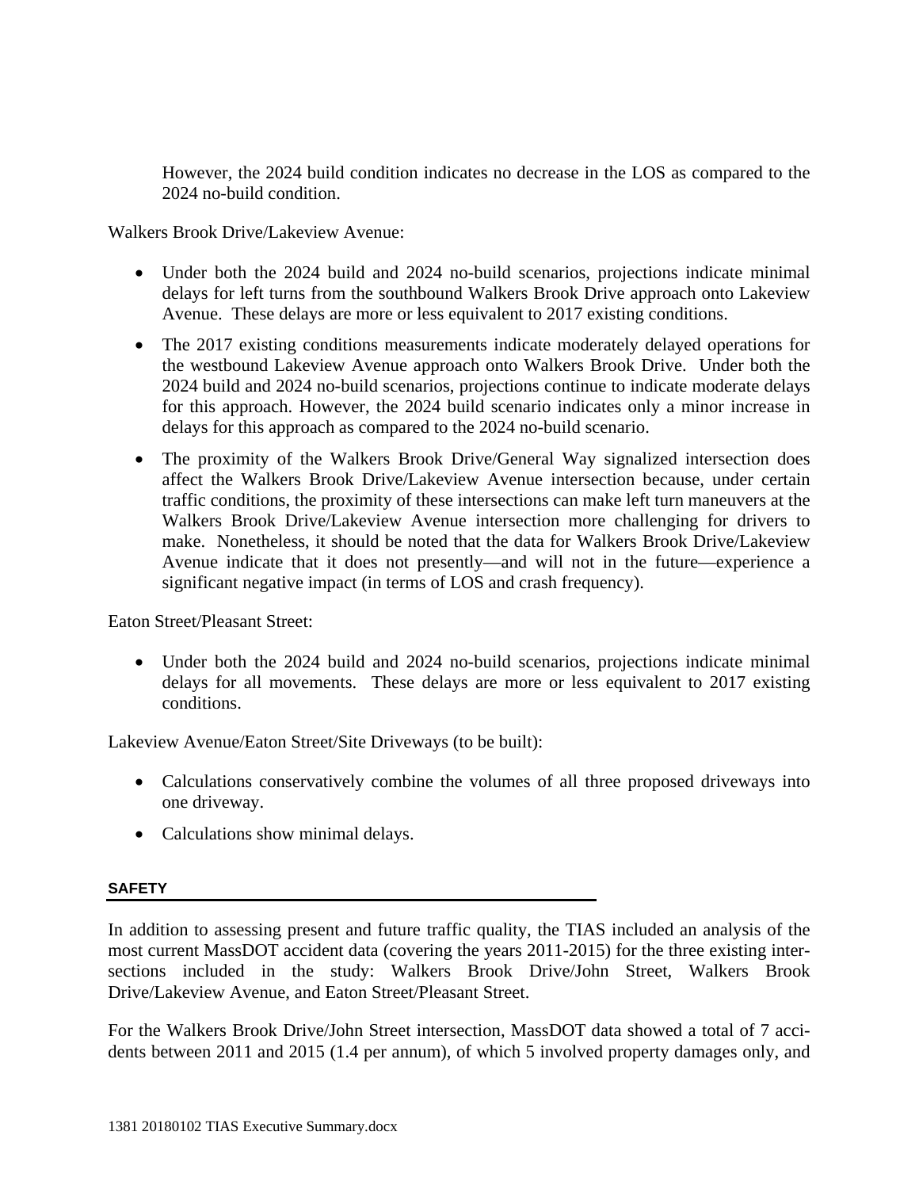However, the 2024 build condition indicates no decrease in the LOS as compared to the 2024 no-build condition.

Walkers Brook Drive/Lakeview Avenue:

- Under both the 2024 build and 2024 no-build scenarios, projections indicate minimal delays for left turns from the southbound Walkers Brook Drive approach onto Lakeview Avenue. These delays are more or less equivalent to 2017 existing conditions.
- The 2017 existing conditions measurements indicate moderately delayed operations for the westbound Lakeview Avenue approach onto Walkers Brook Drive. Under both the 2024 build and 2024 no-build scenarios, projections continue to indicate moderate delays for this approach. However, the 2024 build scenario indicates only a minor increase in delays for this approach as compared to the 2024 no-build scenario.
- The proximity of the Walkers Brook Drive/General Way signalized intersection does affect the Walkers Brook Drive/Lakeview Avenue intersection because, under certain traffic conditions, the proximity of these intersections can make left turn maneuvers at the Walkers Brook Drive/Lakeview Avenue intersection more challenging for drivers to make. Nonetheless, it should be noted that the data for Walkers Brook Drive/Lakeview Avenue indicate that it does not presently—and will not in the future—experience a significant negative impact (in terms of LOS and crash frequency).

Eaton Street/Pleasant Street:

- Under both the 2024 build and 2024 no-build scenarios, projections indicate minimal delays for all movements. These delays are more or less equivalent to 2017 existing conditions.

Lakeview Avenue/Eaton Street/Site Driveways (to be built):

- Calculations conservatively combine the volumes of all three proposed driveways into one driveway.
- Calculations show minimal delays.

## SAFETY

In addition to assessing present and future traffic quality, the TIAS included an analysis of the most current MassDOT accident data (covering the years 2011-2015) for the three existing intersections included in the study: Walkers Brook Drive/John Street, Walkers Brook Drive/Lakeview Avenue, and Eaton Street/Pleasant Street.

For the Walkers Brook Drive/John Street intersection, MassDOT data showed a total of 7 accidents between 2011 and 2015 (1.4 per annum), of which 5 involved property damages only, and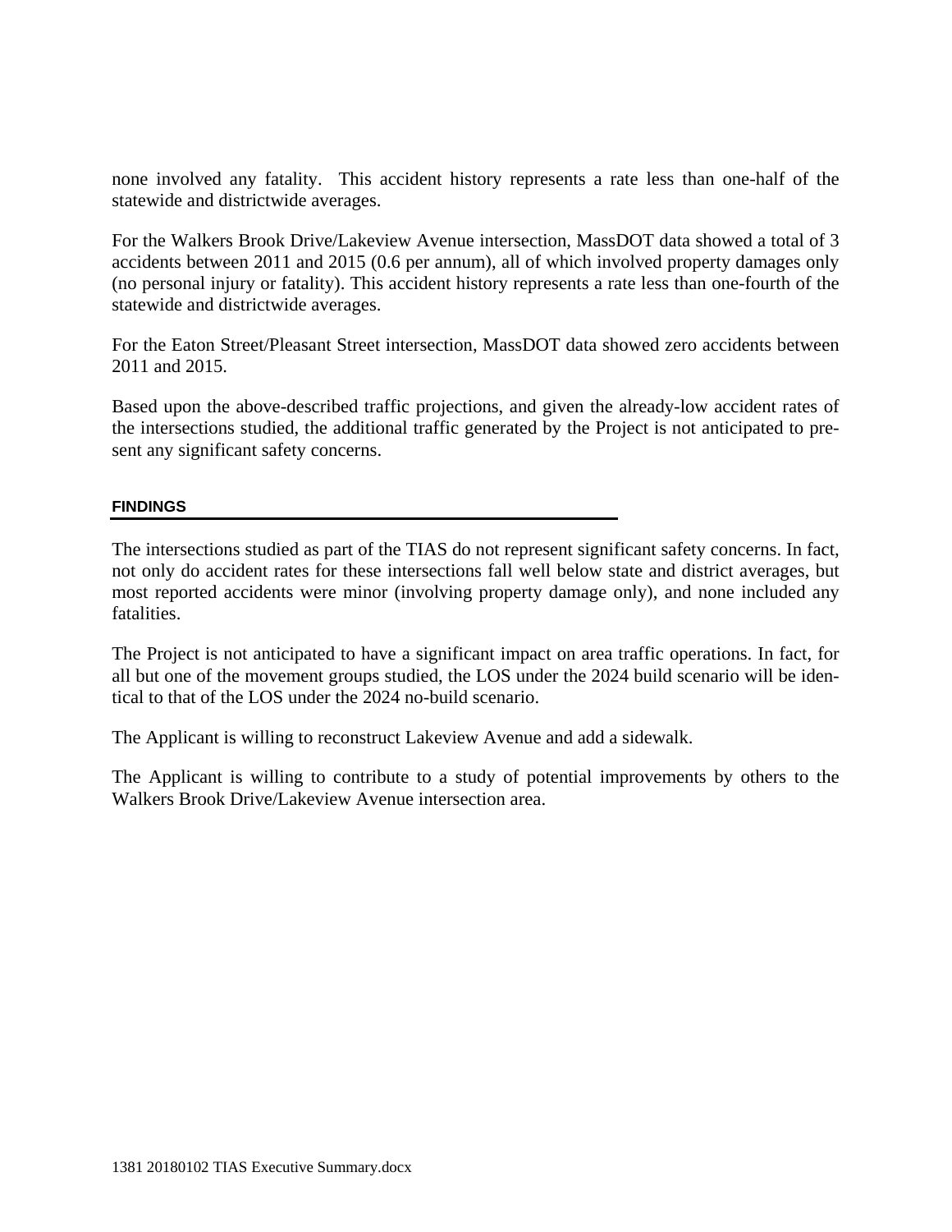none involved any fatality. This accident history represents a rate less than one-half of the statewide and districtwide averages.

For the Walkers Brook Drive/Lakeview Avenue intersection, MassDOT data showed a total of 3 accidents between 2011 and 2015 (0.6 per annum), all of which involved property damages only (no personal injury or fatality). This accident history represents a rate less than one-fourth of the statewide and districtwide averages.

For the Eaton Street/Pleasant Street intersection, MassDOT data showed zero accidents between 2011 and 2015.

Based upon the above-described traffic projections, and given the already-low accident rates of the intersections studied, the additional traffic generated by the Project is not anticipated to present any significant safety concerns.

## FINDINGS

The intersections studied as part of the TIAS do not represent significant safety concerns. In fact, not only do accident rates for these intersections fall well below state and district averages, but most reported accidents were minor (involving property damage only), and none included any fatalities.

The Project is not anticipated to have a significant impact on area traffic operations. In fact, for all but one of the movement groups studied, the LOS under the 2024 build scenario will be identical to that of the LOS under the 2024 no-build scenario.

The Applicant is willing to reconstruct Lakeview Avenue and add a sidewalk.

The Applicant is willing to contribute to a study of potential improvements by others to the Walkers Brook Drive/Lakeview Avenue intersection area.

1381 20180102 TIAS Executive Summary.docx